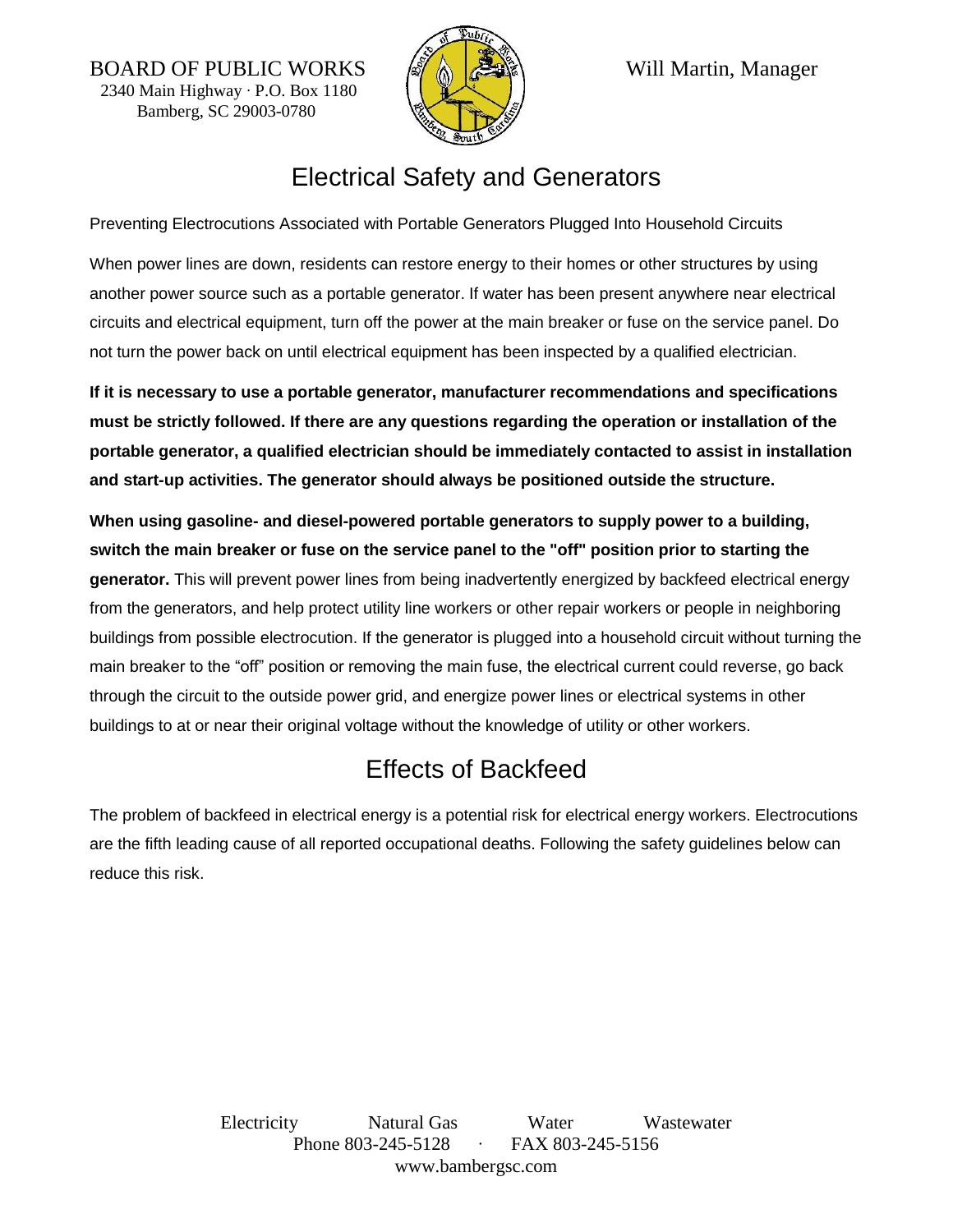BOARD OF PUBLIC WORKS
2340 Main Highway · P.O. Box 1180
Bamberg, SC 29003-0780

Will Martin, Manager

# Electrical Safety and Generators

Preventing Electrocutions Associated with Portable Generators Plugged Into Household Circuits

When power lines are down, residents can restore energy to their homes or other structures by using another power source such as a portable generator. If water has been present anywhere near electrical circuits and electrical equipment, turn off the power at the main breaker or fuse on the service panel. Do not turn the power back on until electrical equipment has been inspected by a qualified electrician.

**If it is necessary to use a portable generator, manufacturer recommendations and specifications must be strictly followed. If there are any questions regarding the operation or installation of the portable generator, a qualified electrician should be immediately contacted to assist in installation and start-up activities. The generator should always be positioned outside the structure.**

**When using gasoline- and diesel-powered portable generators to supply power to a building, switch the main breaker or fuse on the service panel to the "off" position prior to starting the generator.** This will prevent power lines from being inadvertently energized by backfeed electrical energy from the generators, and help protect utility line workers or other repair workers or people in neighboring buildings from possible electrocution. If the generator is plugged into a household circuit without turning the main breaker to the "off" position or removing the main fuse, the electrical current could reverse, go back through the circuit to the outside power grid, and energize power lines or electrical systems in other buildings to at or near their original voltage without the knowledge of utility or other workers.

# Effects of Backfeed

The problem of backfeed in electrical energy is a potential risk for electrical energy workers. Electrocutions are the fifth leading cause of all reported occupational deaths. Following the safety guidelines below can reduce this risk.

Electricity Natural Gas Water Wastewater
Phone 803-245-5128 · FAX 803-245-5156
www.bambergsc.com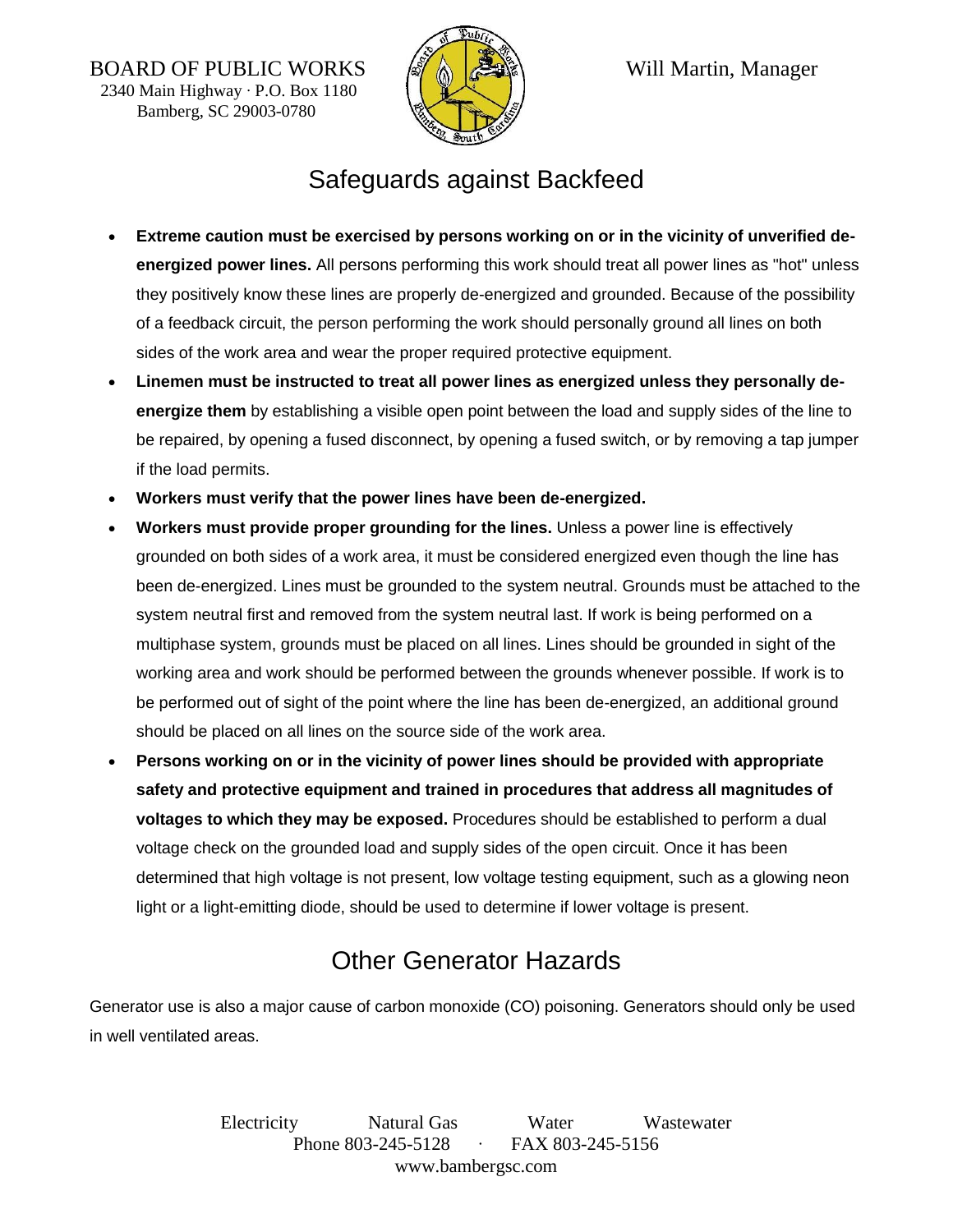BOARD OF PUBLIC WORKS
2340 Main Highway · P.O. Box 1180
Bamberg, SC 29003-0780

Will Martin, Manager

## Safeguards against Backfeed

- **Extreme caution must be exercised by persons working on or in the vicinity of unverified de-energized power lines.** All persons performing this work should treat all power lines as "hot" unless they positively know these lines are properly de-energized and grounded. Because of the possibility of a feedback circuit, the person performing the work should personally ground all lines on both sides of the work area and wear the proper required protective equipment.
- **Linemen must be instructed to treat all power lines as energized unless they personally de-energize them** by establishing a visible open point between the load and supply sides of the line to be repaired, by opening a fused disconnect, by opening a fused switch, or by removing a tap jumper if the load permits.
- **Workers must verify that the power lines have been de-energized.**
- **Workers must provide proper grounding for the lines.** Unless a power line is effectively grounded on both sides of a work area, it must be considered energized even though the line has been de-energized. Lines must be grounded to the system neutral. Grounds must be attached to the system neutral first and removed from the system neutral last. If work is being performed on a multiphase system, grounds must be placed on all lines. Lines should be grounded in sight of the working area and work should be performed between the grounds whenever possible. If work is to be performed out of sight of the point where the line has been de-energized, an additional ground should be placed on all lines on the source side of the work area.
- **Persons working on or in the vicinity of power lines should be provided with appropriate safety and protective equipment and trained in procedures that address all magnitudes of voltages to which they may be exposed.** Procedures should be established to perform a dual voltage check on the grounded load and supply sides of the open circuit. Once it has been determined that high voltage is not present, low voltage testing equipment, such as a glowing neon light or a light-emitting diode, should be used to determine if lower voltage is present.

## Other Generator Hazards

Generator use is also a major cause of carbon monoxide (CO) poisoning. Generators should only be used in well ventilated areas.

Electricity Natural Gas Water Wastewater
Phone 803-245-5128 · FAX 803-245-5156
www.bambergsc.com